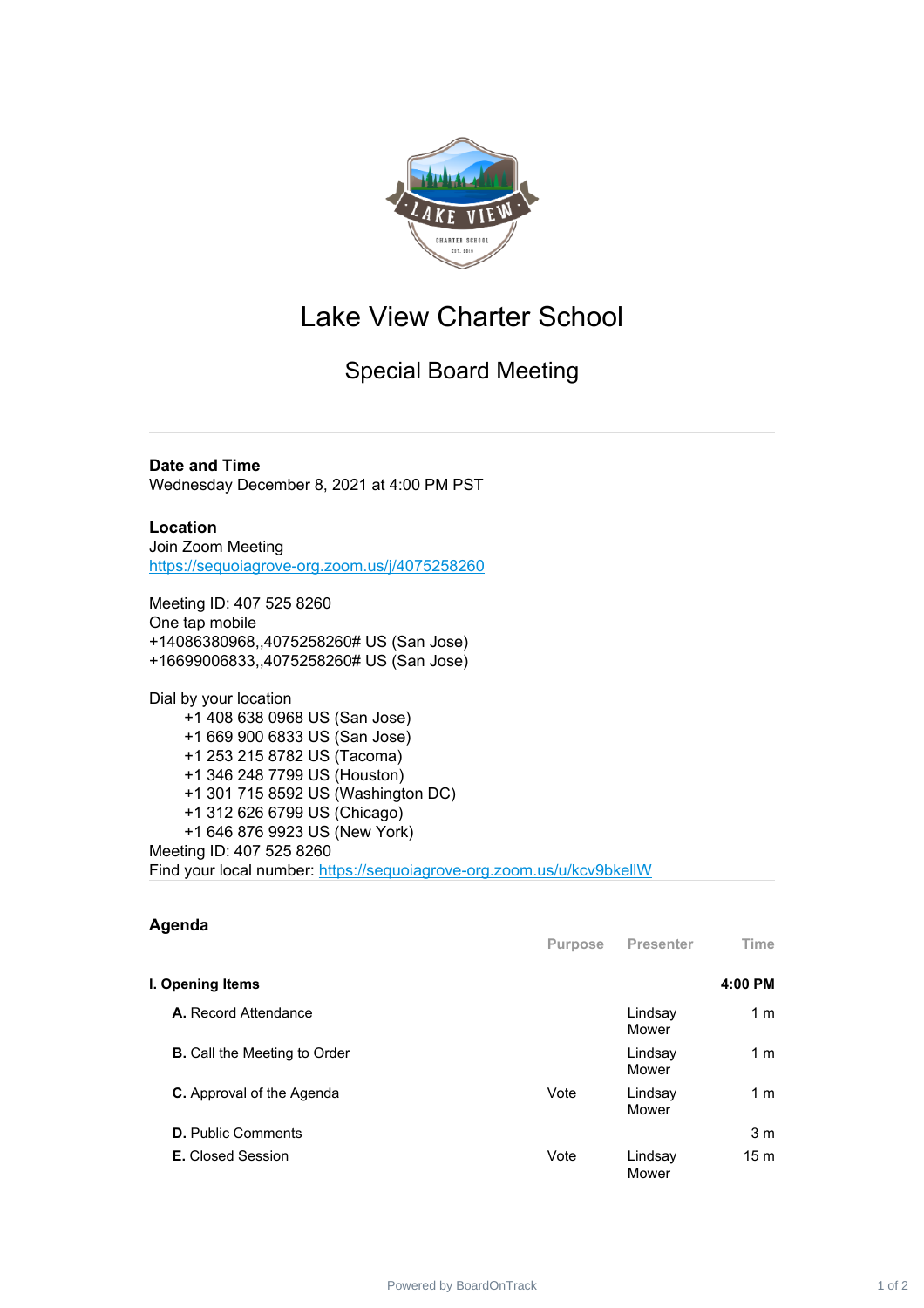# Lake View Charter School

## Special Board Meeting

**Date and Time**

Wednesday December 8, 2021 at 4:00 PM PST

**Location**

Join Zoom Meeting
https://sequoiagrove-org.zoom.us/j/4075258260

Meeting ID: 407 525 8260
One tap mobile
+14086380968,,4075258260# US (San Jose)
+16699006833,,4075258260# US (San Jose)

Dial by your location
+1 408 638 0968 US (San Jose)
+1 669 900 6833 US (San Jose)
+1 253 215 8782 US (Tacoma)
+1 346 248 7799 US (Houston)
+1 301 715 8592 US (Washington DC)
+1 312 626 6799 US (Chicago)
+1 646 876 9923 US (New York)
Meeting ID: 407 525 8260
Find your local number: https://sequoiagrove-org.zoom.us/u/kcv9bkellW

## Agenda

| | Purpose | Presenter | Time |
|---|---|---|---|
| **I. Opening Items** | | | **4:00 PM** |
| **A.** Record Attendance | | Lindsay Mower | 1 m |
| **B.** Call the Meeting to Order | | Lindsay Mower | 1 m |
| **C.** Approval of the Agenda | Vote | Lindsay Mower | 1 m |
| **D.** Public Comments | | | 3 m |
| **E.** Closed Session | Vote | Lindsay Mower | 15 m |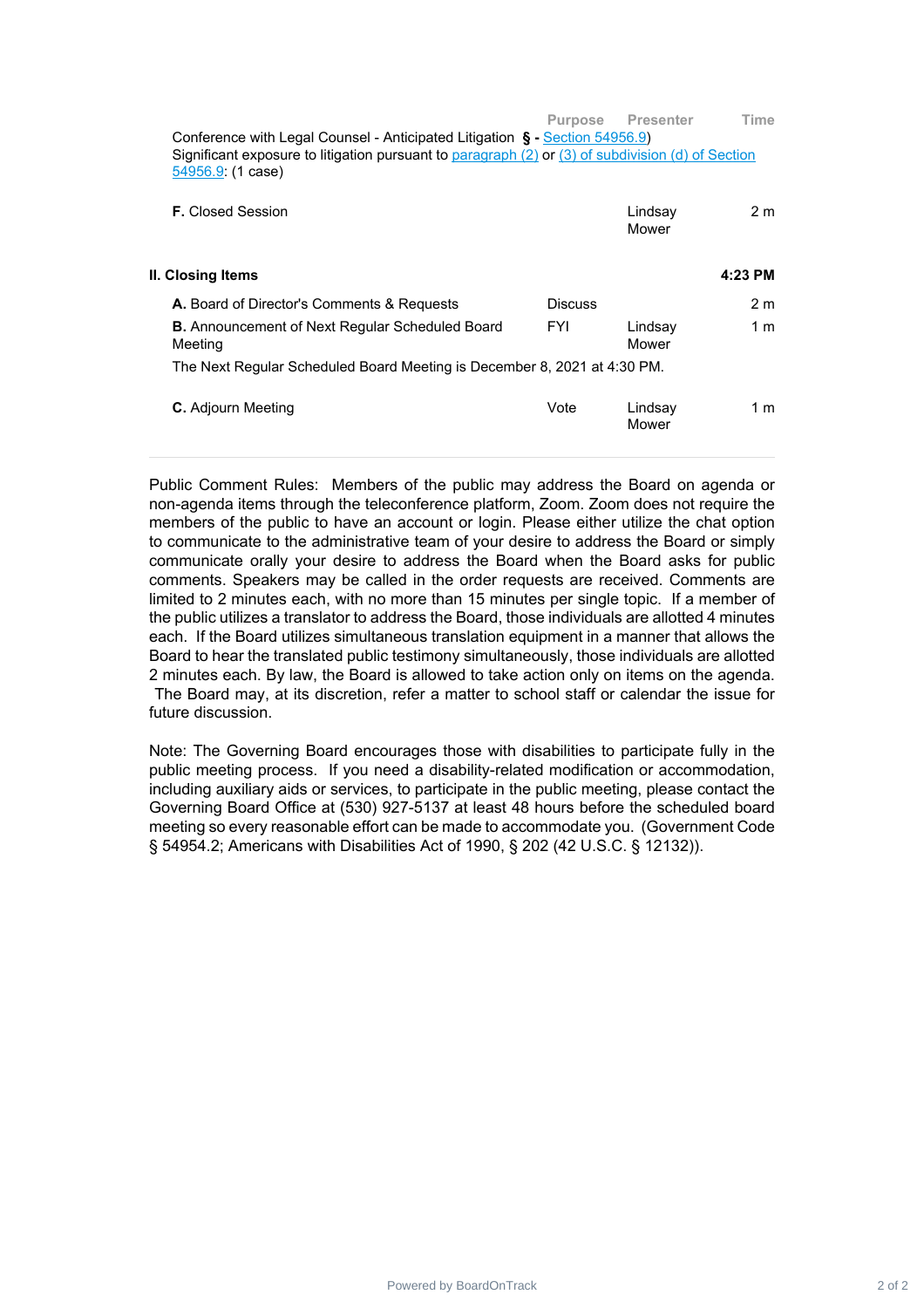| | Purpose | Presenter | Time |
|---|---|---|---|
| Conference with Legal Counsel - Anticipated Litigation **§ -** Section 54956.9) Significant exposure to litigation pursuant to paragraph (2) or (3) of subdivision (d) of Section 54956.9: (1 case) | | | |
| **F.** Closed Session | | Lindsay Mower | 2 m |
| **II. Closing Items** | | | **4:23 PM** |
| **A.** Board of Director's Comments & Requests | Discuss | | 2 m |
| **B.** Announcement of Next Regular Scheduled Board Meeting | FYI | Lindsay Mower | 1 m |
| The Next Regular Scheduled Board Meeting is December 8, 2021 at 4:30 PM. | | | |
| **C.** Adjourn Meeting | Vote | Lindsay Mower | 1 m |

Public Comment Rules: Members of the public may address the Board on agenda or non-agenda items through the teleconference platform, Zoom. Zoom does not require the members of the public to have an account or login. Please either utilize the chat option to communicate to the administrative team of your desire to address the Board or simply communicate orally your desire to address the Board when the Board asks for public comments. Speakers may be called in the order requests are received. Comments are limited to 2 minutes each, with no more than 15 minutes per single topic. If a member of the public utilizes a translator to address the Board, those individuals are allotted 4 minutes each. If the Board utilizes simultaneous translation equipment in a manner that allows the Board to hear the translated public testimony simultaneously, those individuals are allotted 2 minutes each. By law, the Board is allowed to take action only on items on the agenda. The Board may, at its discretion, refer a matter to school staff or calendar the issue for future discussion.

Note: The Governing Board encourages those with disabilities to participate fully in the public meeting process. If you need a disability-related modification or accommodation, including auxiliary aids or services, to participate in the public meeting, please contact the Governing Board Office at (530) 927-5137 at least 48 hours before the scheduled board meeting so every reasonable effort can be made to accommodate you. (Government Code § 54954.2; Americans with Disabilities Act of 1990, § 202 (42 U.S.C. § 12132)).